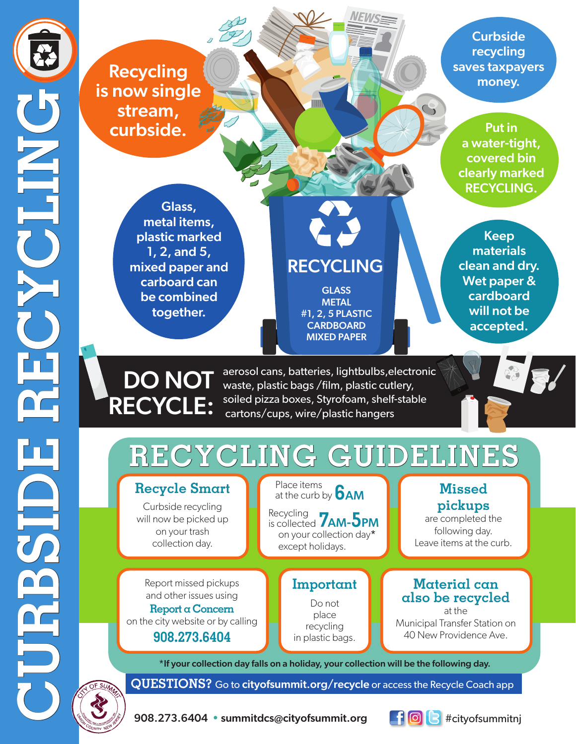# CURBSIDE RECYCLING

**Recycling is now single stream, curbside.**

**Curbside recycling saves taxpayers money.**

**Put in a water-tight, covered bin clearly marked RECYCLING.**

**Glass, metal items, plastic marked 1, 2, and 5, mixed paper and carboard can be combined together.**

**Keep materials clean and dry. Wet paper & cardboard will not be accepted.**

**RECYCLING**

GLASS
METAL
#1, 2, 5 PLASTIC
CARDBOARD
MIXED PAPER

**DO NOT RECYCLE:** aerosol cans, batteries, lightbulbs,electronic waste, plastic bags /film, plastic cutlery, soiled pizza boxes, Styrofoam, shelf-stable cartons/cups, wire/plastic hangers

## RECYCLING GUIDELINES

### Recycle Smart

Curbside recycling will now be picked up on your trash collection day.

Place items at the curb by **6AM**

Recycling is collected **7AM-5PM** on your collection day* except holidays.

### Missed pickups

are completed the following day. Leave items at the curb.

Report missed pickups and other issues using **Report a Concern** on the city website or by calling **908.273.6404**

### Important

Do not place recycling in plastic bags.

### Material can also be recycled

at the Municipal Transfer Station on 40 New Providence Ave.

***If your collection day falls on a holiday, your collection will be the following day.**

**QUESTIONS?** Go to **cityofsummit.org/recycle** or access the Recycle Coach app

908.273.6404 • summitdcs@cityofsummit.org

#cityofsummitnj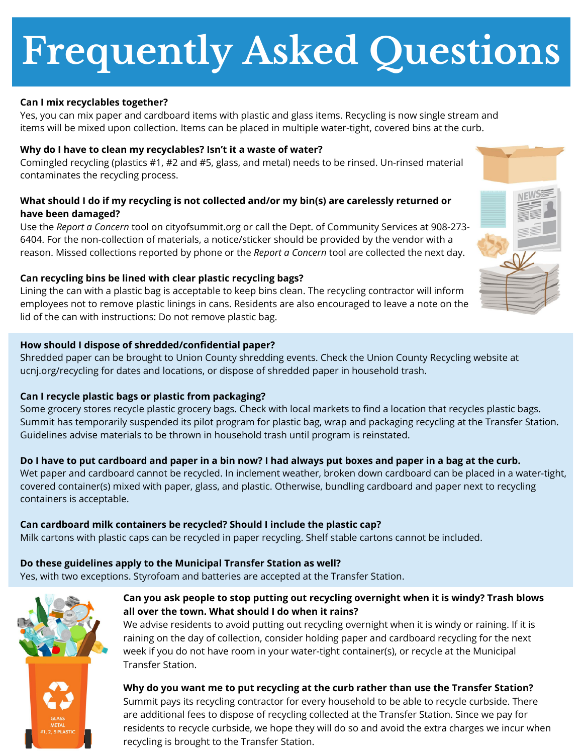# Frequently Asked Questions

**Can I mix recyclables together?**
Yes, you can mix paper and cardboard items with plastic and glass items. Recycling is now single stream and items will be mixed upon collection. Items can be placed in multiple water-tight, covered bins at the curb.

**Why do I have to clean my recyclables? Isn't it a waste of water?**
Comingled recycling (plastics #1, #2 and #5, glass, and metal) needs to be rinsed. Un-rinsed material contaminates the recycling process.

**What should I do if my recycling is not collected and/or my bin(s) are carelessly returned or have been damaged?**
Use the *Report a Concern* tool on cityofsummit.org or call the Dept. of Community Services at 908-273-6404. For the non-collection of materials, a notice/sticker should be provided by the vendor with a reason. Missed collections reported by phone or the *Report a Concern* tool are collected the next day.

**Can recycling bins be lined with clear plastic recycling bags?**
Lining the can with a plastic bag is acceptable to keep bins clean. The recycling contractor will inform employees not to remove plastic linings in cans. Residents are also encouraged to leave a note on the lid of the can with instructions: Do not remove plastic bag.

**How should I dispose of shredded/confidential paper?**
Shredded paper can be brought to Union County shredding events. Check the Union County Recycling website at ucnj.org/recycling for dates and locations, or dispose of shredded paper in household trash.

**Can I recycle plastic bags or plastic from packaging?**
Some grocery stores recycle plastic grocery bags. Check with local markets to find a location that recycles plastic bags. Summit has temporarily suspended its pilot program for plastic bag, wrap and packaging recycling at the Transfer Station. Guidelines advise materials to be thrown in household trash until program is reinstated.

**Do I have to put cardboard and paper in a bin now? I had always put boxes and paper in a bag at the curb.**
Wet paper and cardboard cannot be recycled. In inclement weather, broken down cardboard can be placed in a water-tight, covered container(s) mixed with paper, glass, and plastic. Otherwise, bundling cardboard and paper next to recycling containers is acceptable.

**Can cardboard milk containers be recycled? Should I include the plastic cap?**
Milk cartons with plastic caps can be recycled in paper recycling. Shelf stable cartons cannot be included.

**Do these guidelines apply to the Municipal Transfer Station as well?**
Yes, with two exceptions. Styrofoam and batteries are accepted at the Transfer Station.

**Can you ask people to stop putting out recycling overnight when it is windy? Trash blows all over the town. What should I do when it rains?**
We advise residents to avoid putting out recycling overnight when it is windy or raining. If it is raining on the day of collection, consider holding paper and cardboard recycling for the next week if you do not have room in your water-tight container(s), or recycle at the Municipal Transfer Station.

**Why do you want me to put recycling at the curb rather than use the Transfer Station?**
Summit pays its recycling contractor for every household to be able to recycle curbside. There are additional fees to dispose of recycling collected at the Transfer Station. Since we pay for residents to recycle curbside, we hope they will do so and avoid the extra charges we incur when recycling is brought to the Transfer Station.